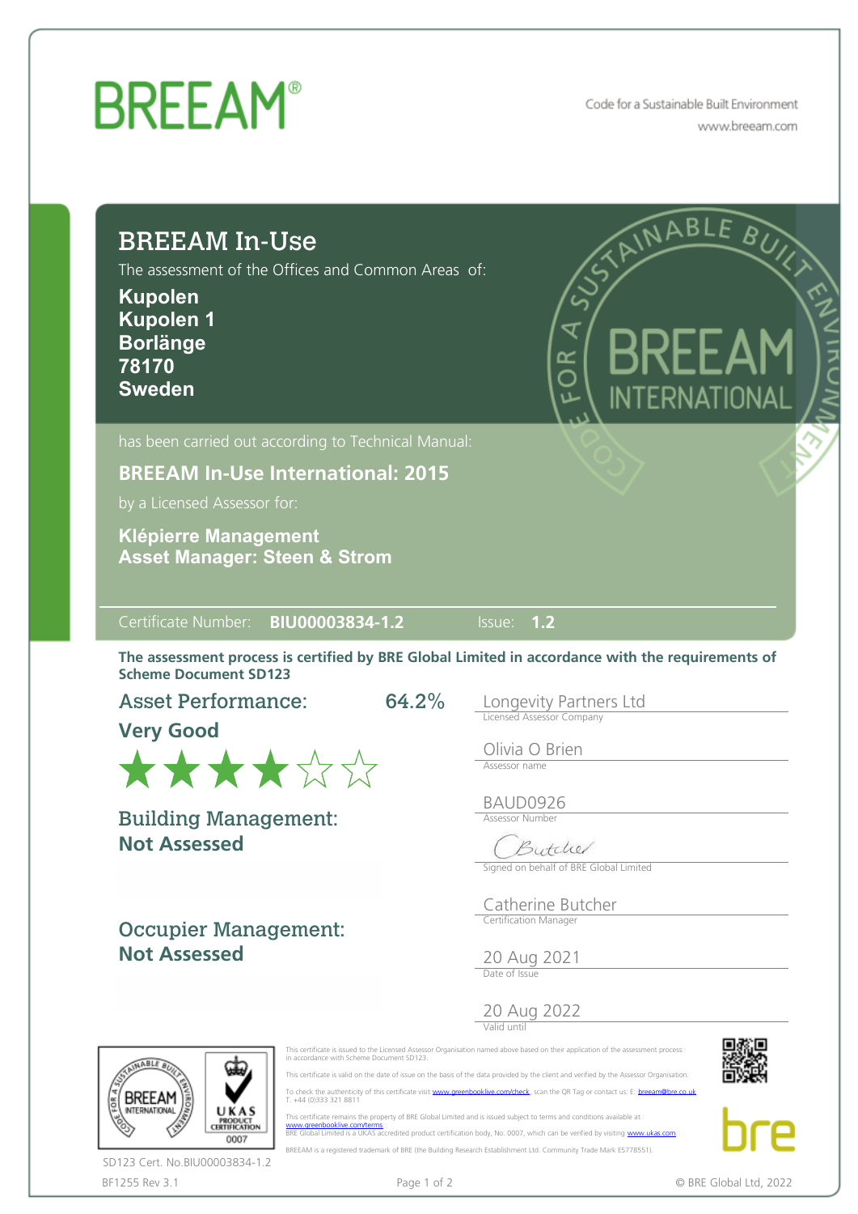# BREEAM®

Code for a Sustainable Built Environment
www.breeam.com

## BREEAM In-Use

The assessment of the Offices and Common Areas of:

**Kupolen**
**Kupolen 1**
**Borlänge**
**78170**
**Sweden**

has been carried out according to Technical Manual:

**BREEAM In-Use International: 2015**

by a Licensed Assessor for:

**Klépierre Management**
**Asset Manager: Steen & Strom**

Certificate Number: **BIU00003834-1.2** Issue: **1.2**

**The assessment process is certified by BRE Global Limited in accordance with the requirements of Scheme Document SD123**

**Asset Performance:** 64.2%

**Very Good**

★★★★☆☆

**Building Management:**
**Not Assessed**

**Occupier Management:**
**Not Assessed**

Longevity Partners Ltd
Licensed Assessor Company

Olivia O Brien
Assessor name

BAUD0926
Assessor Number

Signed on behalf of BRE Global Limited

Catherine Butcher
Certification Manager

20 Aug 2021
Date of Issue

20 Aug 2022
Valid until

This certificate is issued to the Licensed Assessor Organisation named above based on their application of the assessment process in accordance with Scheme Document SD123.

This certificate is valid on the date of issue on the basis of the data provided by the client and verified by the Assessor Organisation.

To check the authenticity of this certificate visit www.greenbooklive.com/check, scan the QR Tag or contact us: E: breeam@bre.co.uk T. +44 (0)333 321 8811

This certificate remains the property of BRE Global Limited and is issued subject to terms and conditions available at www.greenbooklive.com/terms
BRE Global Limited is a UKAS accredited product certification body, No. 0007, which can be verified by visiting www.ukas.com

BREEAM is a registered trademark of BRE (the Building Research Establishment Ltd. Community Trade Mark E5778551).

SD123 Cert. No.BIU00003834-1.2

BF1255 Rev 3.1

© BRE Global Ltd, 2022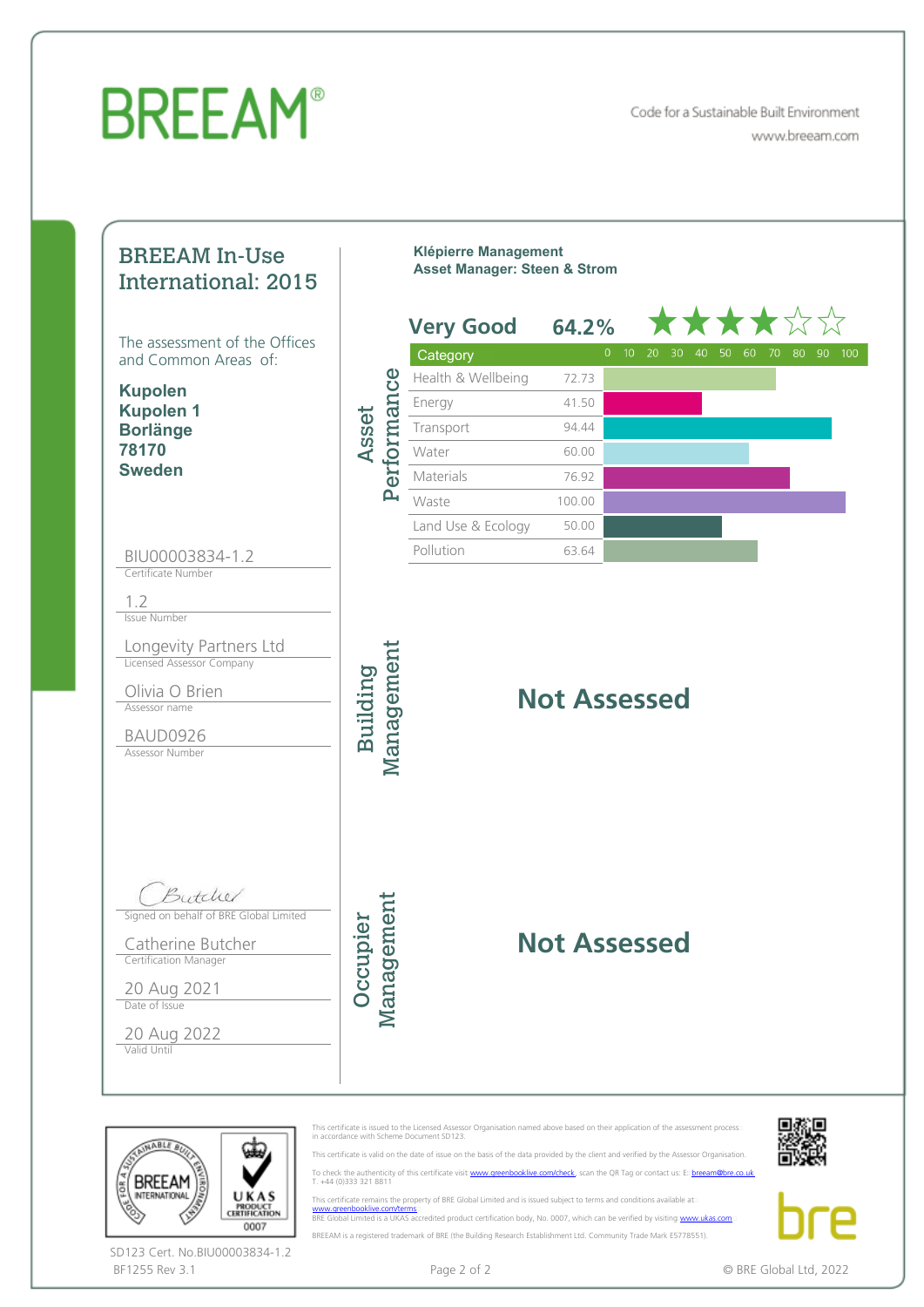# BREEAM®

Code for a Sustainable Built Environment
www.breeam.com

## BREEAM In-Use International: 2015

The assessment of the Offices and Common Areas of:

**Kupolen**
**Kupolen 1**
**Borlänge**
**78170**
**Sweden**

BIU00003834-1.2
Certificate Number

1.2
Issue Number

Longevity Partners Ltd
Licensed Assessor Company

Olivia O Brien
Assessor name

BAUD0926
Assessor Number

Signed on behalf of BRE Global Limited

Catherine Butcher
Certification Manager

20 Aug 2021
Date of Issue

20 Aug 2022
Valid Until

**Klépierre Management**
**Asset Manager: Steen & Strom**

### Asset Performance

**Very Good 64.2%** ★★★★☆☆

Category
0 10 20 30 40 50 60 70 80 90 100

Health & Wellbeing 72.73
Energy 41.50
Transport 94.44
Water 60.00
Materials 76.92
Waste 100.00
Land Use & Ecology 50.00
Pollution 63.64

### Building Management

**Not Assessed**

### Occupier Management

**Not Assessed**

This certificate is issued to the Licensed Assessor Organisation named above based on their application of the assessment process in accordance with Scheme Document SD123.

This certificate is valid on the date of issue on the basis of the data provided by the client and verified by the Assessor Organisation.

To check the authenticity of this certificate visit www.greenbooklive.com/check, scan the QR Tag or contact us: E: breeam@bre.co.uk T. +44 (0)333 321 8811

This certificate remains the property of BRE Global Limited and is issued subject to terms and conditions available at: www.greenbooklive.com/terms
BRE Global Limited is a UKAS accredited product certification body, No. 0007, which can be verified by visiting www.ukas.com

BREEAM is a registered trademark of BRE (the Building Research Establishment Ltd. Community Trade Mark E5778551).

SD123 Cert. No.BIU00003834-1.2
BF1255 Rev 3.1

© BRE Global Ltd, 2022